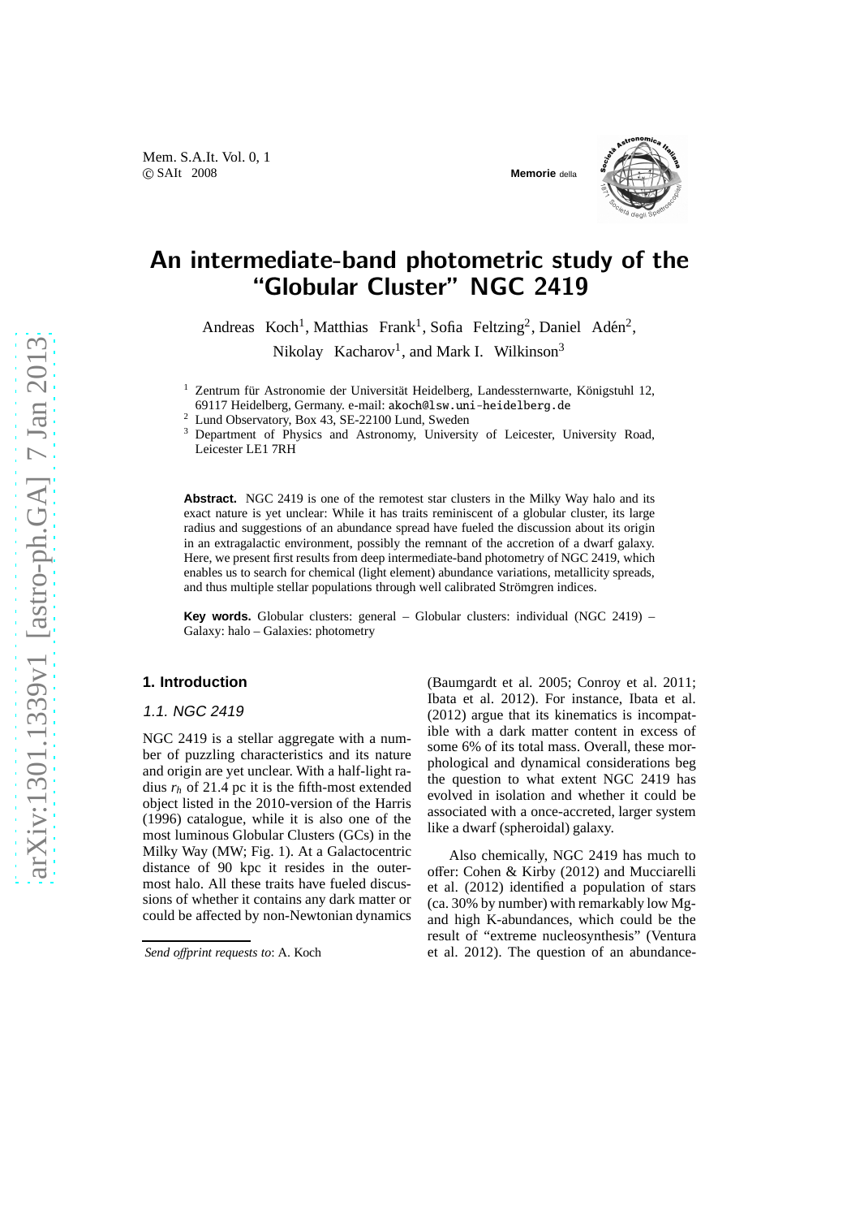# An intermediate-band photometric study of the "Globular Cluster" NGC 2419

Andreas Koch[1], Matthias Frank[1], Sofia Feltzing[2], Daniel Adén[2], Nikolay Kacharov[1], and Mark I. Wilkinson[3]

[1] Zentrum für Astronomie der Universität Heidelberg, Landessternwarte, Königstuhl 12, 69117 Heidelberg, Germany. e-mail: akoch@lsw.uni-heidelberg.de

[2] Lund Observatory, Box 43, SE-22100 Lund, Sweden

[3] Department of Physics and Astronomy, University of Leicester, University Road, Leicester LE1 7RH

**Abstract.** NGC 2419 is one of the remotest star clusters in the Milky Way halo and its exact nature is yet unclear: While it has traits reminiscent of a globular cluster, its large radius and suggestions of an abundance spread have fueled the discussion about its origin in an extragalactic environment, possibly the remnant of the accretion of a dwarf galaxy. Here, we present first results from deep intermediate-band photometry of NGC 2419, which enables us to search for chemical (light element) abundance variations, metallicity spreads, and thus multiple stellar populations through well calibrated Strömgren indices.

**Key words.** Globular clusters: general – Globular clusters: individual (NGC 2419) – Galaxy: halo – Galaxies: photometry

## 1. Introduction

### 1.1. NGC 2419

NGC 2419 is a stellar aggregate with a number of puzzling characteristics and its nature and origin are yet unclear. With a half-light radius $r_h$ of 21.4 pc it is the fifth-most extended object listed in the 2010-version of the Harris (1996) catalogue, while it is also one of the most luminous Globular Clusters (GCs) in the Milky Way (MW; Fig. 1). At a Galactocentric distance of 90 kpc it resides in the outermost halo. All these traits have fueled discussions of whether it contains any dark matter or could be affected by non-Newtonian dynamics (Baumgardt et al. 2005; Conroy et al. 2011; Ibata et al. 2012). For instance, Ibata et al. (2012) argue that its kinematics is incompatible with a dark matter content in excess of some 6% of its total mass. Overall, these morphological and dynamical considerations beg the question to what extent NGC 2419 has evolved in isolation and whether it could be associated with a once-accreted, larger system like a dwarf (spheroidal) galaxy.

Also chemically, NGC 2419 has much to offer: Cohen & Kirby (2012) and Mucciarelli et al. (2012) identified a population of stars (ca. 30% by number) with remarkably low Mg- and high K-abundances, which could be the result of "extreme nucleosynthesis" (Ventura et al. 2012). The question of an abundance-

*Send offprint requests to*: A. Koch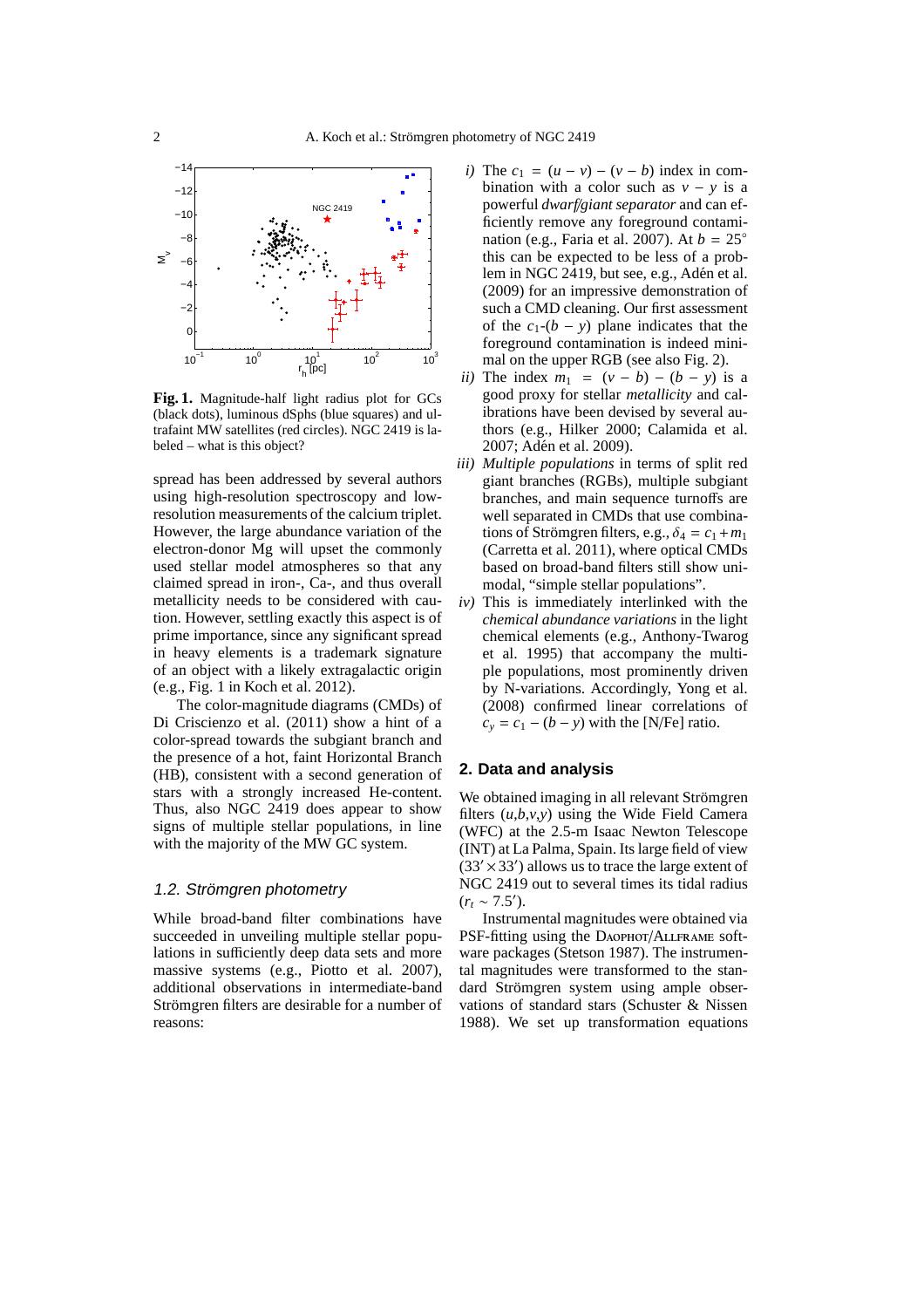**Fig. 1.** Magnitude-half light radius plot for GCs (black dots), luminous dSphs (blue squares) and ultrafaint MW satellites (red circles). NGC 2419 is labeled – what is this object?

spread has been addressed by several authors using high-resolution spectroscopy and low-resolution measurements of the calcium triplet. However, the large abundance variation of the electron-donor Mg will upset the commonly used stellar model atmospheres so that any claimed spread in iron-, Ca-, and thus overall metallicity needs to be considered with caution. However, settling exactly this aspect is of prime importance, since any significant spread in heavy elements is a trademark signature of an object with a likely extragalactic origin (e.g., Fig. 1 in Koch et al. 2012).

The color-magnitude diagrams (CMDs) of Di Criscienzo et al. (2011) show a hint of a color-spread towards the subgiant branch and the presence of a hot, faint Horizontal Branch (HB), consistent with a second generation of stars with a strongly increased He-content. Thus, also NGC 2419 does appear to show signs of multiple stellar populations, in line with the majority of the MW GC system.

### 1.2. Strömgren photometry

While broad-band filter combinations have succeeded in unveiling multiple stellar populations in sufficiently deep data sets and more massive systems (e.g., Piotto et al. 2007), additional observations in intermediate-band Strömgren filters are desirable for a number of reasons:

*i)* The $c_1 = (u-v)-(v-b)$ index in combination with a color such as $v-y$ is a powerful *dwarf/giant separator* and can efficiently remove any foreground contamination (e.g., Faria et al. 2007). At $b = 25^{\circ}$ this can be expected to be less of a problem in NGC 2419, but see, e.g., Adén et al. (2009) for an impressive demonstration of such a CMD cleaning. Our first assessment of the $c_1$-$(b-y)$ plane indicates that the foreground contamination is indeed minimal on the upper RGB (see also Fig. 2).

*ii)* The index $m_1 = (v-b)-(b-y)$ is a good proxy for stellar *metallicity* and calibrations have been devised by several authors (e.g., Hilker 2000; Calamida et al. 2007; Adén et al. 2009).

*iii)* *Multiple populations* in terms of split red giant branches (RGBs), multiple subgiant branches, and main sequence turnoffs are well separated in CMDs that use combinations of Strömgren filters, e.g., $\delta_4 = c_1 + m_1$ (Carretta et al. 2011), where optical CMDs based on broad-band filters still show unimodal, "simple stellar populations".

*iv)* This is immediately interlinked with the *chemical abundance variations* in the light chemical elements (e.g., Anthony-Twarog et al. 1995) that accompany the multiple populations, most prominently driven by N-variations. Accordingly, Yong et al. (2008) confirmed linear correlations of $c_y = c_1 - (b-y)$ with the [N/Fe] ratio.

## 2. Data and analysis

We obtained imaging in all relevant Strömgren filters ($u$,$b$,$v$,$y$) using the Wide Field Camera (WFC) at the 2.5-m Isaac Newton Telescope (INT) at La Palma, Spain. Its large field of view ($33' \times 33'$) allows us to trace the large extent of NGC 2419 out to several times its tidal radius ($r_t \sim 7.5'$).

Instrumental magnitudes were obtained via PSF-fitting using the DAOPHOT/ALLFRAME software packages (Stetson 1987). The instrumental magnitudes were transformed to the standard Strömgren system using ample observations of standard stars (Schuster & Nissen 1988). We set up transformation equations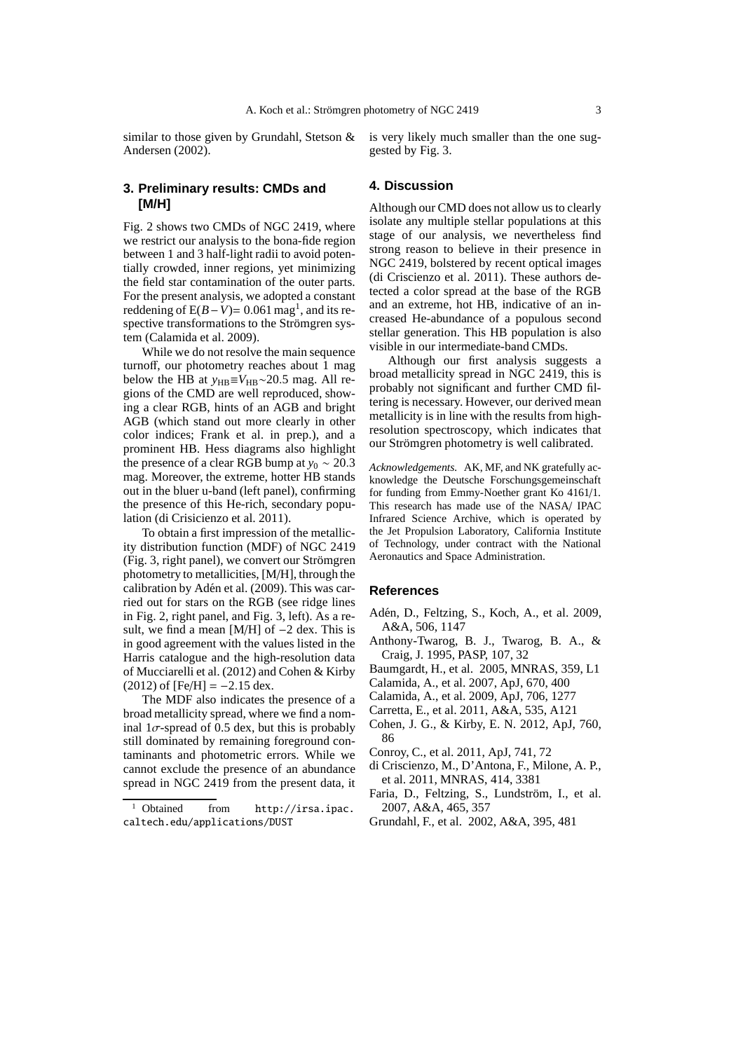similar to those given by Grundahl, Stetson & Andersen (2002).

## 3. Preliminary results: CMDs and [M/H]

Fig. 2 shows two CMDs of NGC 2419, where we restrict our analysis to the bona-fide region between 1 and 3 half-light radii to avoid potentially crowded, inner regions, yet minimizing the field star contamination of the outer parts. For the present analysis, we adopted a constant reddening of $E(B-V)=0.061$ mag[1], and its respective transformations to the Strömgren system (Calamida et al. 2009).

While we do not resolve the main sequence turnoff, our photometry reaches about 1 mag below the HB at $y_{\rm HB}{\equiv}V_{\rm HB}{\sim}20.5$ mag. All regions of the CMD are well reproduced, showing a clear RGB, hints of an AGB and bright AGB (which stand out more clearly in other color indices; Frank et al. in prep.), and a prominent HB. Hess diagrams also highlight the presence of a clear RGB bump at $y_0 \sim 20.3$ mag. Moreover, the extreme, hotter HB stands out in the bluer u-band (left panel), confirming the presence of this He-rich, secondary population (di Crisicienzo et al. 2011).

To obtain a first impression of the metallicity distribution function (MDF) of NGC 2419 (Fig. 3, right panel), we convert our Strömgren photometry to metallicities, [M/H], through the calibration by Adén et al. (2009). This was carried out for stars on the RGB (see ridge lines in Fig. 2, right panel, and Fig. 3, left). As a result, we find a mean [M/H] of $-2$ dex. This is in good agreement with the values listed in the Harris catalogue and the high-resolution data of Mucciarelli et al. (2012) and Cohen & Kirby (2012) of [Fe/H] $= -2.15$ dex.

The MDF also indicates the presence of a broad metallicity spread, where we find a nominal $1\sigma$-spread of 0.5 dex, but this is probably still dominated by remaining foreground contaminants and photometric errors. While we cannot exclude the presence of an abundance spread in NGC 2419 from the present data, it is very likely much smaller than the one suggested by Fig. 3.

[1] Obtained from http://irsa.ipac.caltech.edu/applications/DUST

## 4. Discussion

Although our CMD does not allow us to clearly isolate any multiple stellar populations at this stage of our analysis, we nevertheless find strong reason to believe in their presence in NGC 2419, bolstered by recent optical images (di Criscienzo et al. 2011). These authors detected a color spread at the base of the RGB and an extreme, hot HB, indicative of an increased He-abundance of a populous second stellar generation. This HB population is also visible in our intermediate-band CMDs.

Although our first analysis suggests a broad metallicity spread in NGC 2419, this is probably not significant and further CMD filtering is necessary. However, our derived mean metallicity is in line with the results from high-resolution spectroscopy, which indicates that our Strömgren photometry is well calibrated.

*Acknowledgements.* AK, MF, and NK gratefully acknowledge the Deutsche Forschungsgemeinschaft for funding from Emmy-Noether grant Ko 4161/1. This research has made use of the NASA/ IPAC Infrared Science Archive, which is operated by the Jet Propulsion Laboratory, California Institute of Technology, under contract with the National Aeronautics and Space Administration.

## References

Adén, D., Feltzing, S., Koch, A., et al. 2009, A&A, 506, 1147

Anthony-Twarog, B. J., Twarog, B. A., & Craig, J. 1995, PASP, 107, 32

Baumgardt, H., et al. 2005, MNRAS, 359, L1

Calamida, A., et al. 2007, ApJ, 670, 400

Calamida, A., et al. 2009, ApJ, 706, 1277

Carretta, E., et al. 2011, A&A, 535, A121

Cohen, J. G., & Kirby, E. N. 2012, ApJ, 760, 86

Conroy, C., et al. 2011, ApJ, 741, 72

di Criscienzo, M., D'Antona, F., Milone, A. P., et al. 2011, MNRAS, 414, 3381

Faria, D., Feltzing, S., Lundström, I., et al. 2007, A&A, 465, 357

Grundahl, F., et al. 2002, A&A, 395, 481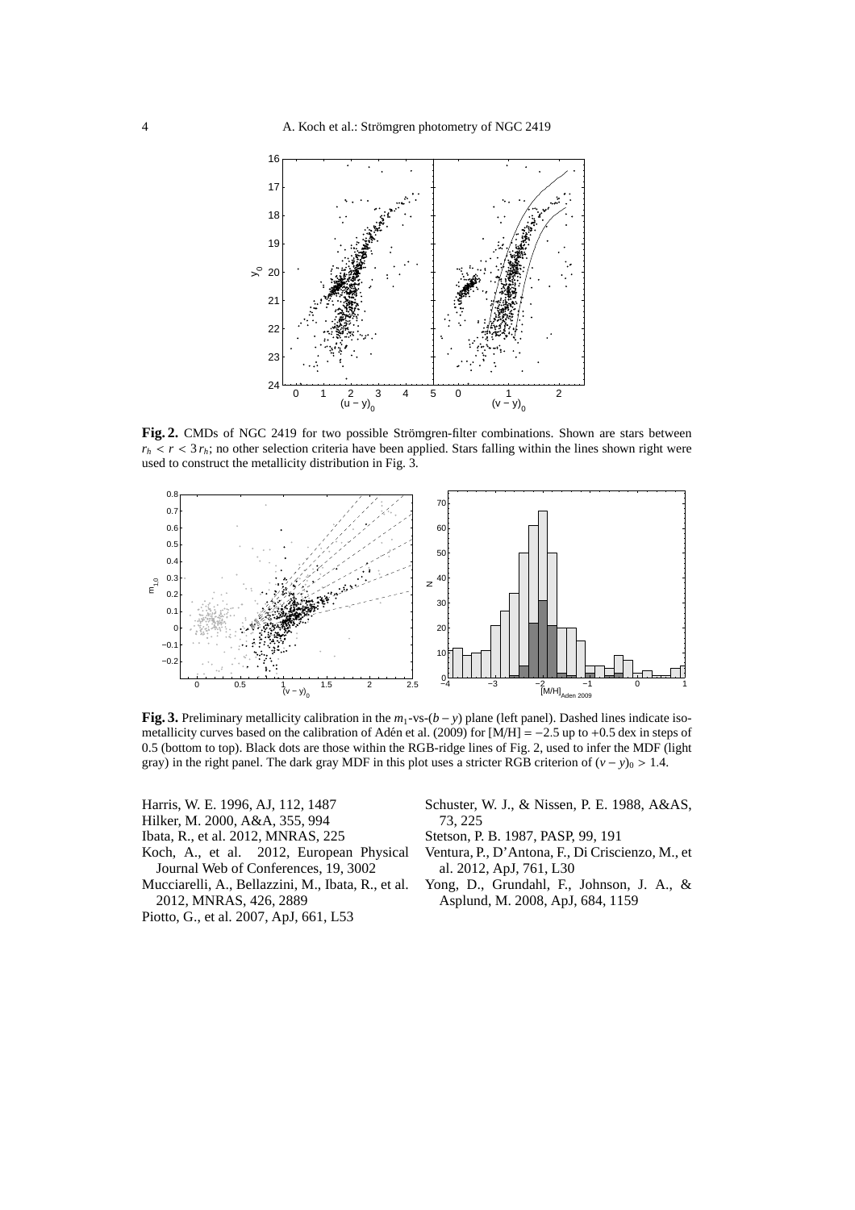16
17
18
19
20
21
22
23
24
$y_0$
0 1 2 3 4 5
$(u-y)_0$
0 1 2
$(v-y)_0$

**Fig. 2.** CMDs of NGC 2419 for two possible Strömgren-filter combinations. Shown are stars between $r_h < r < 3\,r_h$; no other selection criteria have been applied. Stars falling within the lines shown right were used to construct the metallicity distribution in Fig. 3.

0.8
0.7
0.6
0.5
0.4
0.3
0.2
0.1
0
−0.1
−0.2
$m_{1,0}$
0 0.5 1 1.5 2 2.5
$(v-y)_0$

70
60
50
40
30
20
10
0
N
−4 −3 −2 −1 0 1
$[M/H]_{Aden\ 2009}$

**Fig. 3.** Preliminary metallicity calibration in the $m_1$-vs-$(b-y)$ plane (left panel). Dashed lines indicate iso-metallicity curves based on the calibration of Adén et al. (2009) for [M/H] = −2.5 up to +0.5 dex in steps of 0.5 (bottom to top). Black dots are those within the RGB-ridge lines of Fig. 2, used to infer the MDF (light gray) in the right panel. The dark gray MDF in this plot uses a stricter RGB criterion of $(v-y)_0 > 1.4$.

Harris, W. E. 1996, AJ, 112, 1487
Hilker, M. 2000, A&A, 355, 994
Ibata, R., et al. 2012, MNRAS, 225
Koch, A., et al. 2012, European Physical Journal Web of Conferences, 19, 3002
Mucciarelli, A., Bellazzini, M., Ibata, R., et al. 2012, MNRAS, 426, 2889
Piotto, G., et al. 2007, ApJ, 661, L53
Schuster, W. J., & Nissen, P. E. 1988, A&AS, 73, 225
Stetson, P. B. 1987, PASP, 99, 191
Ventura, P., D'Antona, F., Di Criscienzo, M., et al. 2012, ApJ, 761, L30
Yong, D., Grundahl, F., Johnson, J. A., & Asplund, M. 2008, ApJ, 684, 1159